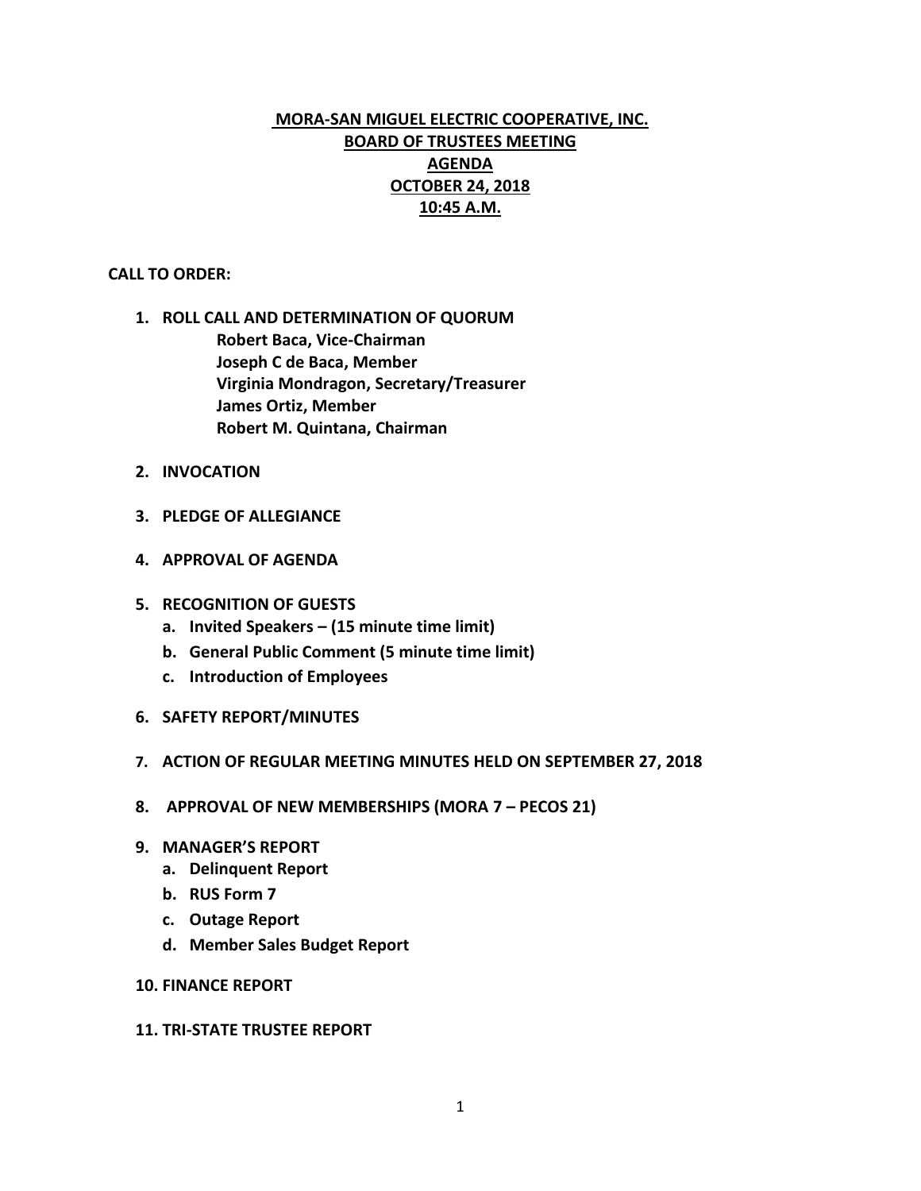# MORA-SAN MIGUEL ELECTRIC COOPERATIVE, INC.
## BOARD OF TRUSTEES MEETING
## AGENDA
## OCTOBER 24, 2018
## 10:45 A.M.

**CALL TO ORDER:**

1. **ROLL CALL AND DETERMINATION OF QUORUM**
   **Robert Baca, Vice-Chairman**
   **Joseph C de Baca, Member**
   **Virginia Mondragon, Secretary/Treasurer**
   **James Ortiz, Member**
   **Robert M. Quintana, Chairman**

2. **INVOCATION**

3. **PLEDGE OF ALLEGIANCE**

4. **APPROVAL OF AGENDA**

5. **RECOGNITION OF GUESTS**
   a. **Invited Speakers – (15 minute time limit)**
   b. **General Public Comment (5 minute time limit)**
   c. **Introduction of Employees**

6. **SAFETY REPORT/MINUTES**

7. **ACTION OF REGULAR MEETING MINUTES HELD ON SEPTEMBER 27, 2018**

8. **APPROVAL OF NEW MEMBERSHIPS (MORA 7 – PECOS 21)**

9. **MANAGER'S REPORT**
   a. **Delinquent Report**
   b. **RUS Form 7**
   c. **Outage Report**
   d. **Member Sales Budget Report**

10. **FINANCE REPORT**

11. **TRI-STATE TRUSTEE REPORT**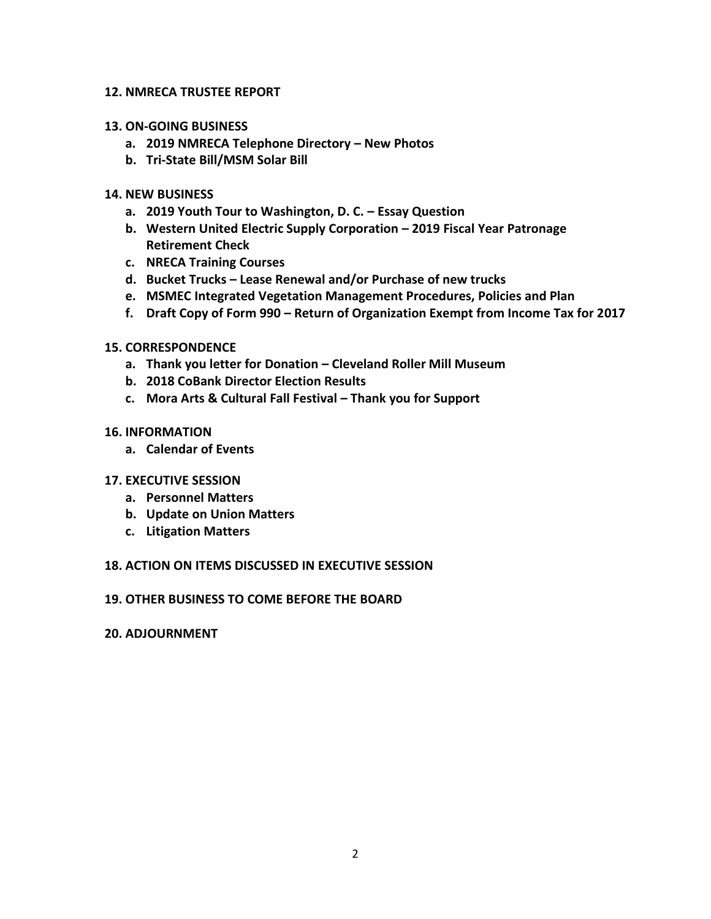**12. NMRECA TRUSTEE REPORT**

**13. ON-GOING BUSINESS**

- **a. 2019 NMRECA Telephone Directory – New Photos**
- **b. Tri-State Bill/MSM Solar Bill**

**14. NEW BUSINESS**

- **a. 2019 Youth Tour to Washington, D. C. – Essay Question**
- **b. Western United Electric Supply Corporation – 2019 Fiscal Year Patronage Retirement Check**
- **c. NRECA Training Courses**
- **d. Bucket Trucks – Lease Renewal and/or Purchase of new trucks**
- **e. MSMEC Integrated Vegetation Management Procedures, Policies and Plan**
- **f. Draft Copy of Form 990 – Return of Organization Exempt from Income Tax for 2017**

**15. CORRESPONDENCE**

- **a. Thank you letter for Donation – Cleveland Roller Mill Museum**
- **b. 2018 CoBank Director Election Results**
- **c. Mora Arts & Cultural Fall Festival – Thank you for Support**

**16. INFORMATION**

- **a. Calendar of Events**

**17. EXECUTIVE SESSION**

- **a. Personnel Matters**
- **b. Update on Union Matters**
- **c. Litigation Matters**

**18. ACTION ON ITEMS DISCUSSED IN EXECUTIVE SESSION**

**19. OTHER BUSINESS TO COME BEFORE THE BOARD**

**20. ADJOURNMENT**